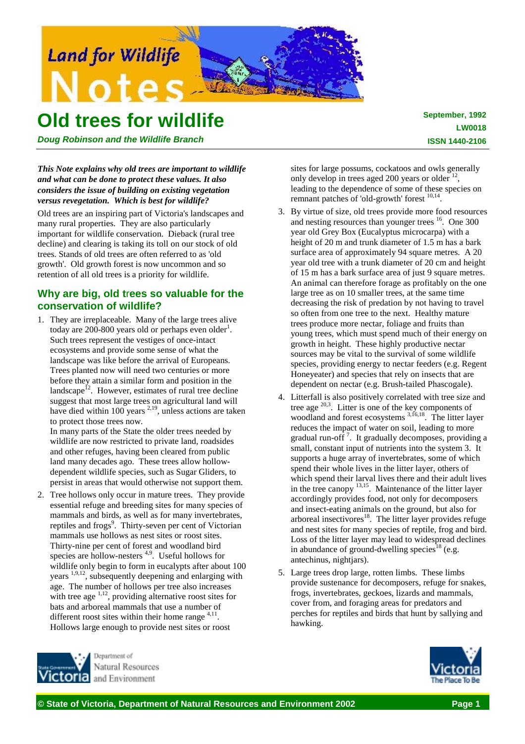# Old trees for wildlife

**September, 1992**
**LW0018**
**ISSN 1440-2106**

***Doug Robinson and the Wildlife Branch***

***This Note explains why old trees are important to wildlife and what can be done to protect these values. It also considers the issue of building on existing vegetation versus revegetation. Which is best for wildlife?***

Old trees are an inspiring part of Victoria's landscapes and many rural properties. They are also particularly important for wildlife conservation. Dieback (rural tree decline) and clearing is taking its toll on our stock of old trees. Stands of old trees are often referred to as 'old growth'. Old growth forest is now uncommon and so retention of all old trees is a priority for wildlife.

## Why are big, old trees so valuable for the conservation of wildlife?

1. They are irreplaceable. Many of the large trees alive today are 200-800 years old or perhaps even older[1]. Such trees represent the vestiges of once-intact ecosystems and provide some sense of what the landscape was like before the arrival of Europeans. Trees planted now will need two centuries or more before they attain a similar form and position in the landscape[12]. However, estimates of rural tree decline suggest that most large trees on agricultural land will have died within 100 years [2,19], unless actions are taken to protect those trees now.
   In many parts of the State the older trees needed by wildlife are now restricted to private land, roadsides and other refuges, having been cleared from public land many decades ago. These trees allow hollow-dependent wildlife species, such as Sugar Gliders, to persist in areas that would otherwise not support them.
2. Tree hollows only occur in mature trees. They provide essential refuge and breeding sites for many species of mammals and birds, as well as for many invertebrates, reptiles and frogs[9]. Thirty-seven per cent of Victorian mammals use hollows as nest sites or roost sites. Thirty-nine per cent of forest and woodland bird species are hollow-nesters [4,9]. Useful hollows for wildlife only begin to form in eucalypts after about 100 years [1,9,12], subsequently deepening and enlarging with age. The number of hollows per tree also increases with tree age [1,12], providing alternative roost sites for bats and arboreal mammals that use a number of different roost sites within their home range [4,11]. Hollows large enough to provide nest sites or roost sites for large possums, cockatoos and owls generally only develop in trees aged 200 years or older [12], leading to the dependence of some of these species on remnant patches of 'old-growth' forest [10,14].
3. By virtue of size, old trees provide more food resources and nesting resources than younger trees [16]. One 300 year old Grey Box (Eucalyptus microcarpa) with a height of 20 m and trunk diameter of 1.5 m has a bark surface area of approximately 94 square metres. A 20 year old tree with a trunk diameter of 20 cm and height of 15 m has a bark surface area of just 9 square metres. An animal can therefore forage as profitably on the one large tree as on 10 smaller trees, at the same time decreasing the risk of predation by not having to travel so often from one tree to the next. Healthy mature trees produce more nectar, foliage and fruits than young trees, which must spend much of their energy on growth in height. These highly productive nectar sources may be vital to the survival of some wildlife species, providing energy to nectar feeders (e.g. Regent Honeyeater) and species that rely on insects that are dependent on nectar (e.g. Brush-tailed Phascogale).
4. Litterfall is also positively correlated with tree size and tree age [20,3]. Litter is one of the key components of woodland and forest ecosystems [3,16,18]. The litter layer reduces the impact of water on soil, leading to more gradual run-off [7]. It gradually decomposes, providing a small, constant input of nutrients into the system 3. It supports a huge array of invertebrates, some of which spend their whole lives in the litter layer, others of which spend their larval lives there and their adult lives in the tree canopy [13,15]. Maintenance of the litter layer accordingly provides food, not only for decomposers and insect-eating animals on the ground, but also for arboreal insectivores[18]. The litter layer provides refuge and nest sites for many species of reptile, frog and bird. Loss of the litter layer may lead to widespread declines in abundance of ground-dwelling species[18] (e.g. antechinus, nightjars).
5. Large trees drop large, rotten limbs. These limbs provide sustenance for decomposers, refuge for snakes, frogs, invertebrates, geckoes, lizards and mammals, cover from, and foraging areas for predators and perches for reptiles and birds that hunt by sallying and hawking.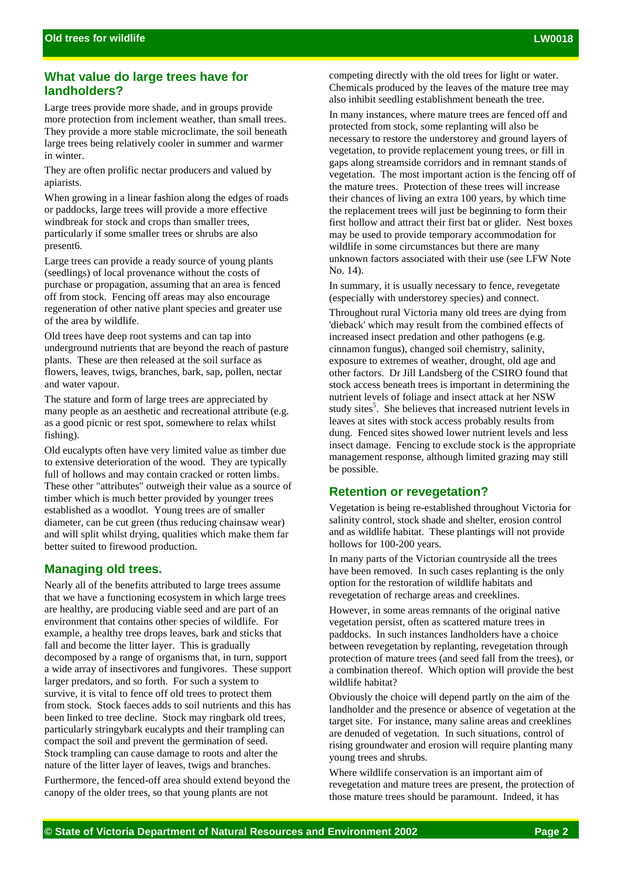## What value do large trees have for landholders?

Large trees provide more shade, and in groups provide more protection from inclement weather, than small trees. They provide a more stable microclimate, the soil beneath large trees being relatively cooler in summer and warmer in winter.

They are often prolific nectar producers and valued by apiarists.

When growing in a linear fashion along the edges of roads or paddocks, large trees will provide a more effective windbreak for stock and crops than smaller trees, particularly if some smaller trees or shrubs are also present6.

Large trees can provide a ready source of young plants (seedlings) of local provenance without the costs of purchase or propagation, assuming that an area is fenced off from stock. Fencing off areas may also encourage regeneration of other native plant species and greater use of the area by wildlife.

Old trees have deep root systems and can tap into underground nutrients that are beyond the reach of pasture plants. These are then released at the soil surface as flowers, leaves, twigs, branches, bark, sap, pollen, nectar and water vapour.

The stature and form of large trees are appreciated by many people as an aesthetic and recreational attribute (e.g. as a good picnic or rest spot, somewhere to relax whilst fishing).

Old eucalypts often have very limited value as timber due to extensive deterioration of the wood. They are typically full of hollows and may contain cracked or rotten limbs. These other "attributes" outweigh their value as a source of timber which is much better provided by younger trees established as a woodlot. Young trees are of smaller diameter, can be cut green (thus reducing chainsaw wear) and will split whilst drying, qualities which make them far better suited to firewood production.

## Managing old trees.

Nearly all of the benefits attributed to large trees assume that we have a functioning ecosystem in which large trees are healthy, are producing viable seed and are part of an environment that contains other species of wildlife. For example, a healthy tree drops leaves, bark and sticks that fall and become the litter layer. This is gradually decomposed by a range of organisms that, in turn, support a wide array of insectivores and fungivores. These support larger predators, and so forth. For such a system to survive, it is vital to fence off old trees to protect them from stock. Stock faeces adds to soil nutrients and this has been linked to tree decline. Stock may ringbark old trees, particularly stringybark eucalypts and their trampling can compact the soil and prevent the germination of seed. Stock trampling can cause damage to roots and alter the nature of the litter layer of leaves, twigs and branches.

Furthermore, the fenced-off area should extend beyond the canopy of the older trees, so that young plants are not competing directly with the old trees for light or water. Chemicals produced by the leaves of the mature tree may also inhibit seedling establishment beneath the tree.

In many instances, where mature trees are fenced off and protected from stock, some replanting will also be necessary to restore the understorey and ground layers of vegetation, to provide replacement young trees, or fill in gaps along streamside corridors and in remnant stands of vegetation. The most important action is the fencing off of the mature trees. Protection of these trees will increase their chances of living an extra 100 years, by which time the replacement trees will just be beginning to form their first hollow and attract their first bat or glider. Nest boxes may be used to provide temporary accommodation for wildlife in some circumstances but there are many unknown factors associated with their use (see LFW Note No. 14).

In summary, it is usually necessary to fence, revegetate (especially with understorey species) and connect.

Throughout rural Victoria many old trees are dying from 'dieback' which may result from the combined effects of increased insect predation and other pathogens (e.g. cinnamon fungus), changed soil chemistry, salinity, exposure to extremes of weather, drought, old age and other factors. Dr Jill Landsberg of the CSIRO found that stock access beneath trees is important in determining the nutrient levels of foliage and insect attack at her NSW study sites[5]. She believes that increased nutrient levels in leaves at sites with stock access probably results from dung. Fenced sites showed lower nutrient levels and less insect damage. Fencing to exclude stock is the appropriate management response, although limited grazing may still be possible.

## Retention or revegetation?

Vegetation is being re-established throughout Victoria for salinity control, stock shade and shelter, erosion control and as wildlife habitat. These plantings will not provide hollows for 100-200 years.

In many parts of the Victorian countryside all the trees have been removed. In such cases replanting is the only option for the restoration of wildlife habitats and revegetation of recharge areas and creeklines.

However, in some areas remnants of the original native vegetation persist, often as scattered mature trees in paddocks. In such instances landholders have a choice between revegetation by replanting, revegetation through protection of mature trees (and seed fall from the trees), or a combination thereof. Which option will provide the best wildlife habitat?

Obviously the choice will depend partly on the aim of the landholder and the presence or absence of vegetation at the target site. For instance, many saline areas and creeklines are denuded of vegetation. In such situations, control of rising groundwater and erosion will require planting many young trees and shrubs.

Where wildlife conservation is an important aim of revegetation and mature trees are present, the protection of those mature trees should be paramount. Indeed, it has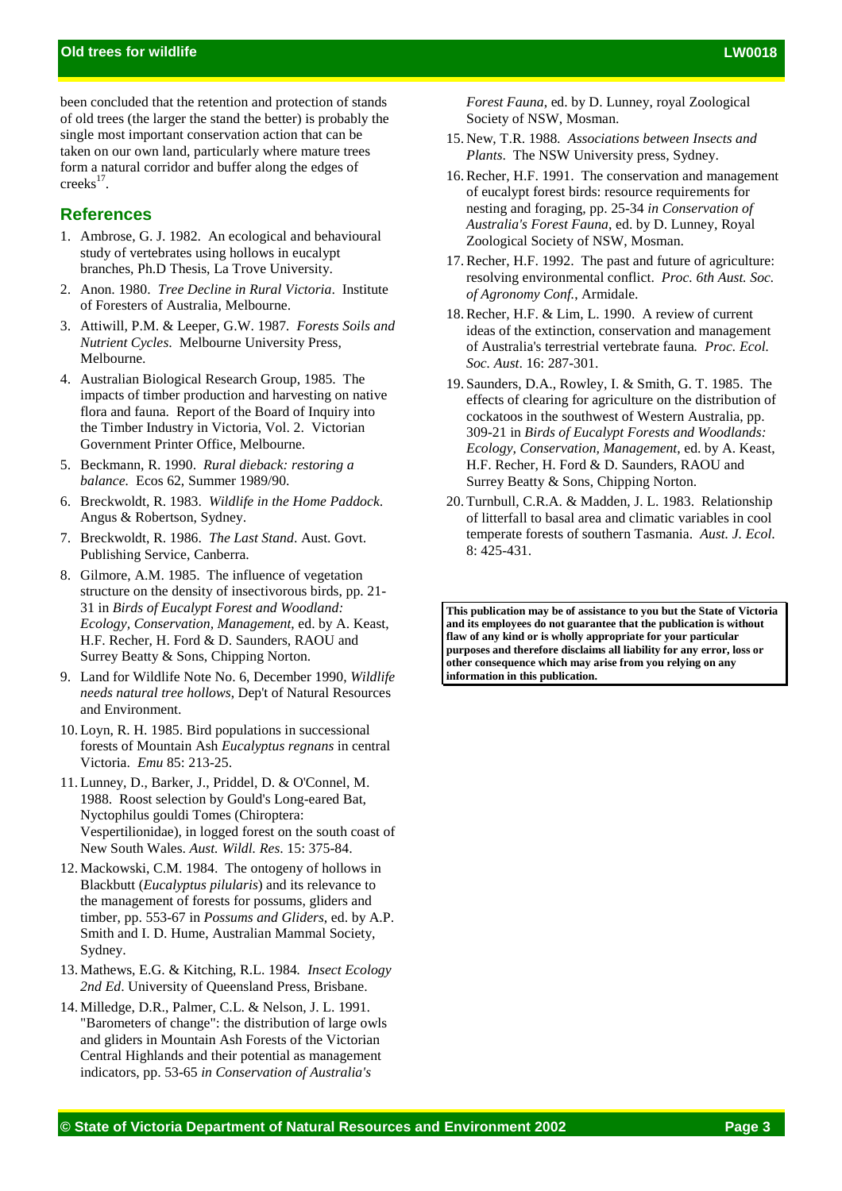been concluded that the retention and protection of stands of old trees (the larger the stand the better) is probably the single most important conservation action that can be taken on our own land, particularly where mature trees form a natural corridor and buffer along the edges of creeks[17].

## References

1. Ambrose, G. J. 1982. An ecological and behavioural study of vertebrates using hollows in eucalypt branches, Ph.D Thesis, La Trove University.
2. Anon. 1980. *Tree Decline in Rural Victoria*. Institute of Foresters of Australia, Melbourne.
3. Attiwill, P.M. & Leeper, G.W. 1987. *Forests Soils and Nutrient Cycles*. Melbourne University Press, Melbourne.
4. Australian Biological Research Group, 1985. The impacts of timber production and harvesting on native flora and fauna. Report of the Board of Inquiry into the Timber Industry in Victoria, Vol. 2. Victorian Government Printer Office, Melbourne.
5. Beckmann, R. 1990. *Rural dieback: restoring a balance.* Ecos 62, Summer 1989/90.
6. Breckwoldt, R. 1983. *Wildlife in the Home Paddock*. Angus & Robertson, Sydney.
7. Breckwoldt, R. 1986. *The Last Stand*. Aust. Govt. Publishing Service, Canberra.
8. Gilmore, A.M. 1985. The influence of vegetation structure on the density of insectivorous birds, pp. 21-31 in *Birds of Eucalypt Forest and Woodland: Ecology, Conservation, Management*, ed. by A. Keast, H.F. Recher, H. Ford & D. Saunders, RAOU and Surrey Beatty & Sons, Chipping Norton.
9. Land for Wildlife Note No. 6, December 1990, *Wildlife needs natural tree hollows*, Dep't of Natural Resources and Environment.
10. Loyn, R. H. 1985. Bird populations in successional forests of Mountain Ash *Eucalyptus regnans* in central Victoria. *Emu* 85: 213-25.
11. Lunney, D., Barker, J., Priddel, D. & O'Connel, M. 1988. Roost selection by Gould's Long-eared Bat, Nyctophilus gouldi Tomes (Chiroptera: Vespertilionidae), in logged forest on the south coast of New South Wales. *Aust. Wildl. Res*. 15: 375-84.
12. Mackowski, C.M. 1984. The ontogeny of hollows in Blackbutt (*Eucalyptus pilularis*) and its relevance to the management of forests for possums, gliders and timber, pp. 553-67 in *Possums and Gliders*, ed. by A.P. Smith and I. D. Hume, Australian Mammal Society, Sydney.
13. Mathews, E.G. & Kitching, R.L. 1984. *Insect Ecology 2nd Ed*. University of Queensland Press, Brisbane.
14. Milledge, D.R., Palmer, C.L. & Nelson, J. L. 1991. "Barometers of change": the distribution of large owls and gliders in Mountain Ash Forests of the Victorian Central Highlands and their potential as management indicators, pp. 53-65 *in Conservation of Australia's Forest Fauna*, ed. by D. Lunney, royal Zoological Society of NSW, Mosman.
15. New, T.R. 1988. *Associations between Insects and Plants*. The NSW University press, Sydney.
16. Recher, H.F. 1991. The conservation and management of eucalypt forest birds: resource requirements for nesting and foraging, pp. 25-34 *in Conservation of Australia's Forest Fauna*, ed. by D. Lunney, Royal Zoological Society of NSW, Mosman.
17. Recher, H.F. 1992. The past and future of agriculture: resolving environmental conflict. *Proc. 6th Aust. Soc. of Agronomy Conf.*, Armidale.
18. Recher, H.F. & Lim, L. 1990. A review of current ideas of the extinction, conservation and management of Australia's terrestrial vertebrate fauna. *Proc. Ecol. Soc. Aust*. 16: 287-301.
19. Saunders, D.A., Rowley, I. & Smith, G. T. 1985. The effects of clearing for agriculture on the distribution of cockatoos in the southwest of Western Australia, pp. 309-21 in *Birds of Eucalypt Forests and Woodlands: Ecology, Conservation, Management*, ed. by A. Keast, H.F. Recher, H. Ford & D. Saunders, RAOU and Surrey Beatty & Sons, Chipping Norton.
20. Turnbull, C.R.A. & Madden, J. L. 1983. Relationship of litterfall to basal area and climatic variables in cool temperate forests of southern Tasmania. *Aust. J. Ecol.* 8: 425-431.

**This publication may be of assistance to you but the State of Victoria and its employees do not guarantee that the publication is without flaw of any kind or is wholly appropriate for your particular purposes and therefore disclaims all liability for any error, loss or other consequence which may arise from you relying on any information in this publication.**